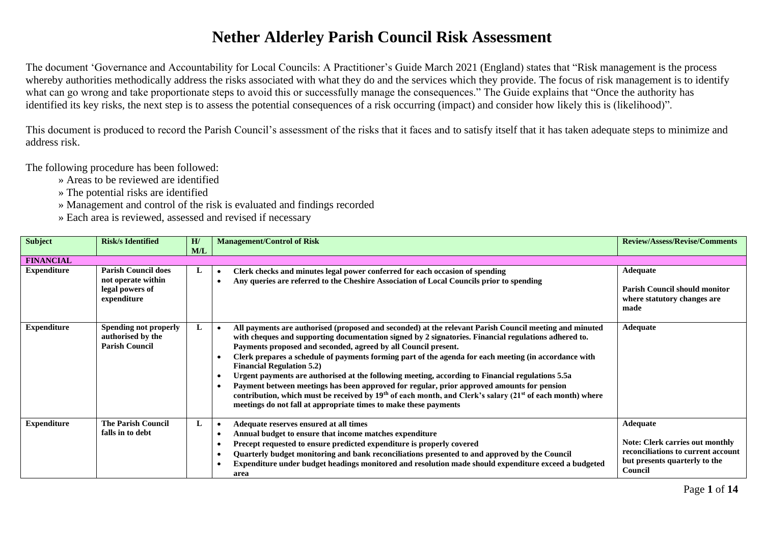# Nether Alderley Parish Council Risk Assessment

The document 'Governance and Accountability for Local Councils: A Practitioner's Guide March 2021 (England) states that "Risk management is the process whereby authorities methodically address the risks associated with what they do and the services which they provide. The focus of risk management is to identify what can go wrong and take proportionate steps to avoid this or successfully manage the consequences." The Guide explains that "Once the authority has identified its key risks, the next step is to assess the potential consequences of a risk occurring (impact) and consider how likely this is (likelihood)".

This document is produced to record the Parish Council's assessment of the risks that it faces and to satisfy itself that it has taken adequate steps to minimize and address risk.

The following procedure has been followed:

- » Areas to be reviewed are identified
- » The potential risks are identified
- » Management and control of the risk is evaluated and findings recorded
- » Each area is reviewed, assessed and revised if necessary

| Subject | Risk/s Identified | H/ M/L | Management/Control of Risk | Review/Assess/Revise/Comments |
|---|---|---|---|---|
| **FINANCIAL** | | | | |
| **Expenditure** | **Parish Council does not operate within legal powers of expenditure** | **L** | • **Clerk checks and minutes legal power conferred for each occasion of spending**<br>• **Any queries are referred to the Cheshire Association of Local Councils prior to spending** | **Adequate**<br><br>**Parish Council should monitor where statutory changes are made** |
| **Expenditure** | **Spending not properly authorised by the Parish Council** | **L** | • **All payments are authorised (proposed and seconded) at the relevant Parish Council meeting and minuted with cheques and supporting documentation signed by 2 signatories. Financial regulations adhered to. Payments proposed and seconded, agreed by all Council present.**<br>• **Clerk prepares a schedule of payments forming part of the agenda for each meeting (in accordance with Financial Regulation 5.2)**<br>• **Urgent payments are authorised at the following meeting, according to Financial regulations 5.5a**<br>• **Payment between meetings has been approved for regular, prior approved amounts for pension contribution, which must be received by 19th of each month, and Clerk's salary (21st of each month) where meetings do not fall at appropriate times to make these payments** | **Adequate** |
| **Expenditure** | **The Parish Council falls in to debt** | **L** | • **Adequate reserves ensured at all times**<br>• **Annual budget to ensure that income matches expenditure**<br>• **Precept requested to ensure predicted expenditure is properly covered**<br>• **Quarterly budget monitoring and bank reconciliations presented to and approved by the Council**<br>• **Expenditure under budget headings monitored and resolution made should expenditure exceed a budgeted area** | **Adequate**<br><br>**Note: Clerk carries out monthly reconciliations to current account but presents quarterly to the Council** |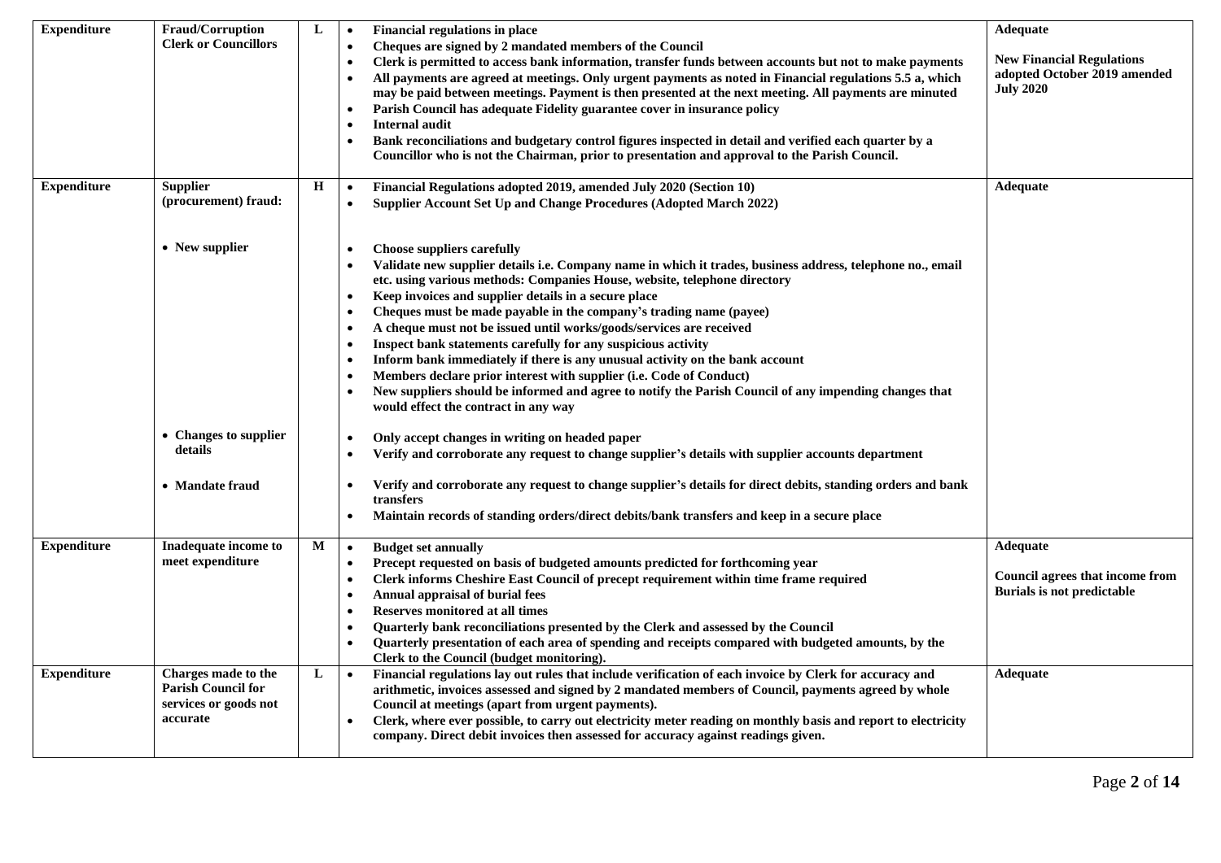| Expenditure | Fraud/Corruption Clerk or Councillors | L | • Financial regulations in place<br>• Cheques are signed by 2 mandated members of the Council<br>• Clerk is permitted to access bank information, transfer funds between accounts but not to make payments<br>• All payments are agreed at meetings. Only urgent payments as noted in Financial regulations 5.5 a, which may be paid between meetings. Payment is then presented at the next meeting. All payments are minuted<br>• Parish Council has adequate Fidelity guarantee cover in insurance policy<br>• Internal audit<br>• Bank reconciliations and budgetary control figures inspected in detail and verified each quarter by a Councillor who is not the Chairman, prior to presentation and approval to the Parish Council. | **Adequate**<br><br>**New Financial Regulations adopted October 2019 amended July 2020** |
|---|---|---|---|---|
| **Expenditure** | **Supplier (procurement) fraud:**<br><br>• New supplier<br><br>• Changes to supplier details<br><br>• Mandate fraud | **H** | • Financial Regulations adopted 2019, amended July 2020 (Section 10)<br>• Supplier Account Set Up and Change Procedures (Adopted March 2022)<br><br>• Choose suppliers carefully<br>• Validate new supplier details i.e. Company name in which it trades, business address, telephone no., email etc. using various methods: Companies House, website, telephone directory<br>• Keep invoices and supplier details in a secure place<br>• Cheques must be made payable in the company's trading name (payee)<br>• A cheque must not be issued until works/goods/services are received<br>• Inspect bank statements carefully for any suspicious activity<br>• Inform bank immediately if there is any unusual activity on the bank account<br>• Members declare prior interest with supplier (i.e. Code of Conduct)<br>• New suppliers should be informed and agree to notify the Parish Council of any impending changes that would effect the contract in any way<br><br>• Only accept changes in writing on headed paper<br>• Verify and corroborate any request to change supplier's details with supplier accounts department<br><br>• Verify and corroborate any request to change supplier's details for direct debits, standing orders and bank transfers<br>• Maintain records of standing orders/direct debits/bank transfers and keep in a secure place | **Adequate** |
| **Expenditure** | **Inadequate income to meet expenditure** | **M** | • Budget set annually<br>• Precept requested on basis of budgeted amounts predicted for forthcoming year<br>• Clerk informs Cheshire East Council of precept requirement within time frame required<br>• Annual appraisal of burial fees<br>• Reserves monitored at all times<br>• Quarterly bank reconciliations presented by the Clerk and assessed by the Council<br>• Quarterly presentation of each area of spending and receipts compared with budgeted amounts, by the Clerk to the Council (budget monitoring). | **Adequate**<br><br>**Council agrees that income from Burials is not predictable** |
| **Expenditure** | **Charges made to the Parish Council for services or goods not accurate** | **L** | • Financial regulations lay out rules that include verification of each invoice by Clerk for accuracy and arithmetic, invoices assessed and signed by 2 mandated members of Council, payments agreed by whole Council at meetings (apart from urgent payments).<br>• Clerk, where ever possible, to carry out electricity meter reading on monthly basis and report to electricity company. Direct debit invoices then assessed for accuracy against readings given. | **Adequate** |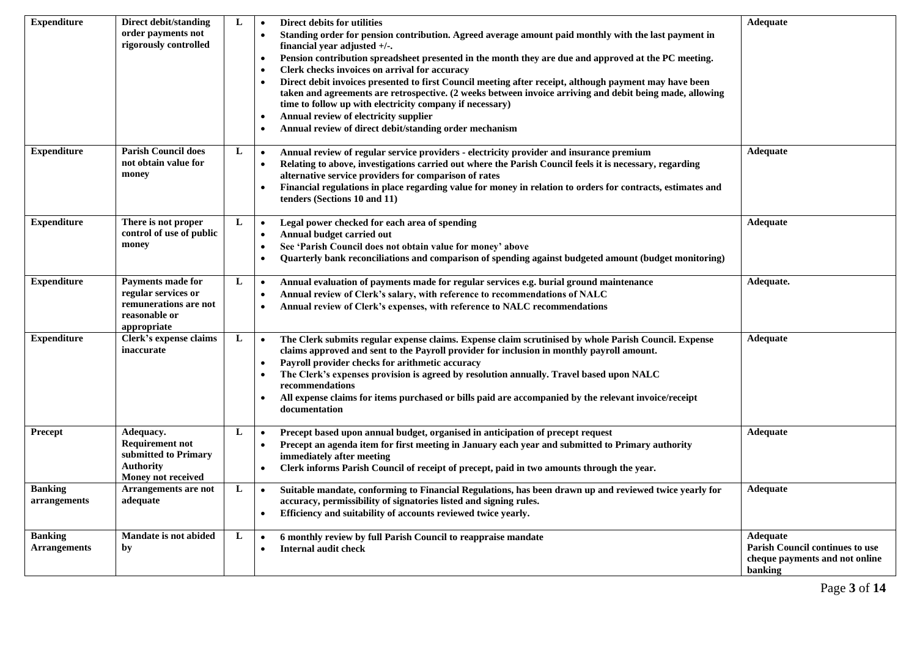| Expenditure | Direct debit/standing order payments not rigorously controlled | L | • Direct debits for utilities<br>• Standing order for pension contribution. Agreed average amount paid monthly with the last payment in financial year adjusted +/-.<br>• Pension contribution spreadsheet presented in the month they are due and approved at the PC meeting.<br>• Clerk checks invoices on arrival for accuracy<br>• Direct debit invoices presented to first Council meeting after receipt, although payment may have been taken and agreements are retrospective. (2 weeks between invoice arriving and debit being made, allowing time to follow up with electricity company if necessary)<br>• Annual review of electricity supplier<br>• Annual review of direct debit/standing order mechanism | Adequate |
|---|---|---|---|---|
| Expenditure | Parish Council does not obtain value for money | L | • Annual review of regular service providers - electricity provider and insurance premium<br>• Relating to above, investigations carried out where the Parish Council feels it is necessary, regarding alternative service providers for comparison of rates<br>• Financial regulations in place regarding value for money in relation to orders for contracts, estimates and tenders (Sections 10 and 11) | Adequate |
| Expenditure | There is not proper control of use of public money | L | • Legal power checked for each area of spending<br>• Annual budget carried out<br>• See 'Parish Council does not obtain value for money' above<br>• Quarterly bank reconciliations and comparison of spending against budgeted amount (budget monitoring) | Adequate |
| Expenditure | Payments made for regular services or remunerations are not reasonable or appropriate | L | • Annual evaluation of payments made for regular services e.g. burial ground maintenance<br>• Annual review of Clerk's salary, with reference to recommendations of NALC<br>• Annual review of Clerk's expenses, with reference to NALC recommendations | Adequate. |
| Expenditure | Clerk's expense claims inaccurate | L | • The Clerk submits regular expense claims. Expense claim scrutinised by whole Parish Council. Expense claims approved and sent to the Payroll provider for inclusion in monthly payroll amount.<br>• Payroll provider checks for arithmetic accuracy<br>• The Clerk's expenses provision is agreed by resolution annually. Travel based upon NALC recommendations<br>• All expense claims for items purchased or bills paid are accompanied by the relevant invoice/receipt documentation | Adequate |
| Precept | Adequacy.<br>Requirement not submitted to Primary Authority<br>Money not received | L | • Precept based upon annual budget, organised in anticipation of precept request<br>• Precept an agenda item for first meeting in January each year and submitted to Primary authority immediately after meeting<br>• Clerk informs Parish Council of receipt of precept, paid in two amounts through the year. | Adequate |
| Banking arrangements | Arrangements are not adequate | L | • Suitable mandate, conforming to Financial Regulations, has been drawn up and reviewed twice yearly for accuracy, permissibility of signatories listed and signing rules.<br>• Efficiency and suitability of accounts reviewed twice yearly. | Adequate |
| Banking Arrangements | Mandate is not abided by | L | • 6 monthly review by full Parish Council to reappraise mandate<br>• Internal audit check | Adequate<br>Parish Council continues to use cheque payments and not online banking |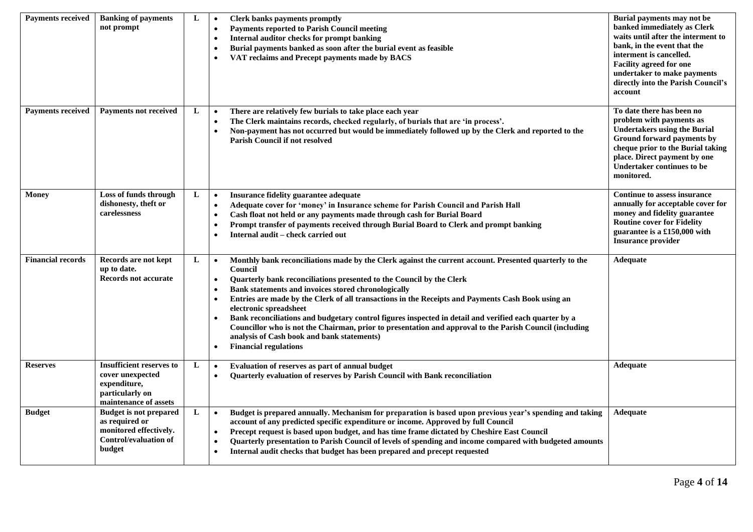| Payments received | Banking of payments not prompt | L | • Clerk banks payments promptly<br>• Payments reported to Parish Council meeting<br>• Internal auditor checks for prompt banking<br>• Burial payments banked as soon after the burial event as feasible<br>• VAT reclaims and Precept payments made by BACS | Burial payments may not be banked immediately as Clerk waits until after the interment to bank, in the event that the interment is cancelled. Facility agreed for one undertaker to make payments directly into the Parish Council's account |
|---|---|---|---|---|
| **Payments received** | **Payments not received** | **L** | • There are relatively few burials to take place each year<br>• The Clerk maintains records, checked regularly, of burials that are 'in process'.<br>• Non-payment has not occurred but would be immediately followed up by the Clerk and reported to the Parish Council if not resolved | To date there has been no problem with payments as Undertakers using the Burial Ground forward payments by cheque prior to the Burial taking place. Direct payment by one Undertaker continues to be monitored. |
| **Money** | **Loss of funds through dishonesty, theft or carelessness** | **L** | • Insurance fidelity guarantee adequate<br>• Adequate cover for 'money' in Insurance scheme for Parish Council and Parish Hall<br>• Cash float not held or any payments made through cash for Burial Board<br>• Prompt transfer of payments received through Burial Board to Clerk and prompt banking<br>• Internal audit – check carried out | Continue to assess insurance annually for acceptable cover for money and fidelity guarantee Routine cover for Fidelity guarantee is a £150,000 with Insurance provider |
| **Financial records** | **Records are not kept up to date. Records not accurate** | **L** | • Monthly bank reconciliations made by the Clerk against the current account. Presented quarterly to the Council<br>• Quarterly bank reconciliations presented to the Council by the Clerk<br>• Bank statements and invoices stored chronologically<br>• Entries are made by the Clerk of all transactions in the Receipts and Payments Cash Book using an electronic spreadsheet<br>• Bank reconciliations and budgetary control figures inspected in detail and verified each quarter by a Councillor who is not the Chairman, prior to presentation and approval to the Parish Council (including analysis of Cash book and bank statements)<br>• Financial regulations | Adequate |
| **Reserves** | **Insufficient reserves to cover unexpected expenditure, particularly on maintenance of assets** | **L** | • Evaluation of reserves as part of annual budget<br>• Quarterly evaluation of reserves by Parish Council with Bank reconciliation | Adequate |
| **Budget** | **Budget is not prepared as required or monitored effectively. Control/evaluation of budget** | **L** | • Budget is prepared annually. Mechanism for preparation is based upon previous year's spending and taking account of any predicted specific expenditure or income. Approved by full Council<br>• Precept request is based upon budget, and has time frame dictated by Cheshire East Council<br>• Quarterly presentation to Parish Council of levels of spending and income compared with budgeted amounts<br>• Internal audit checks that budget has been prepared and precept requested | Adequate |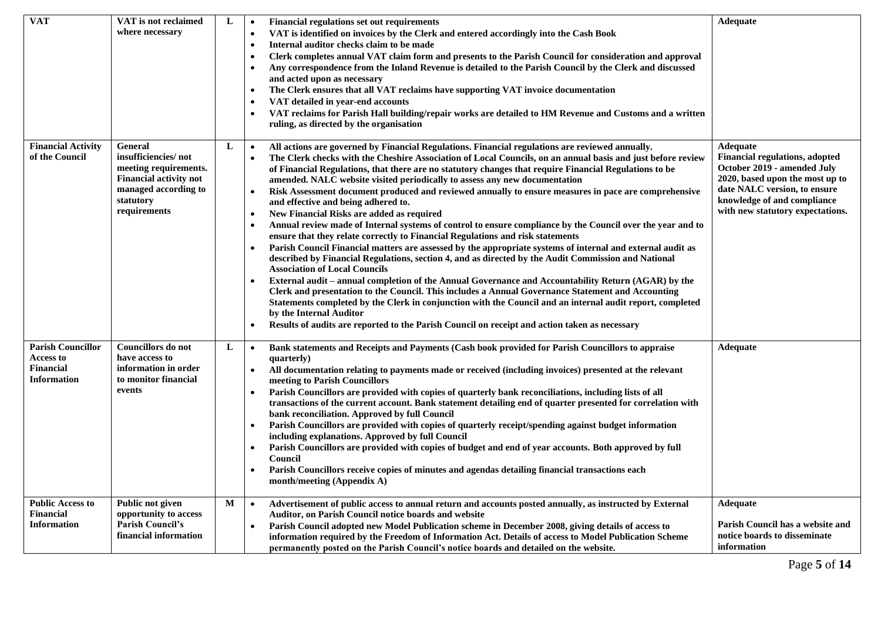| VAT | VAT is not reclaimed where necessary | L | • Financial regulations set out requirements<br>• VAT is identified on invoices by the Clerk and entered accordingly into the Cash Book<br>• Internal auditor checks claim to be made<br>• Clerk completes annual VAT claim form and presents to the Parish Council for consideration and approval<br>• Any correspondence from the Inland Revenue is detailed to the Parish Council by the Clerk and discussed and acted upon as necessary<br>• The Clerk ensures that all VAT reclaims have supporting VAT invoice documentation<br>• VAT detailed in year-end accounts<br>• VAT reclaims for Parish Hall building/repair works are detailed to HM Revenue and Customs and a written ruling, as directed by the organisation | Adequate |
|---|---|---|---|---|
| Financial Activity of the Council | General insufficiencies/ not meeting requirements. Financial activity not managed according to statutory requirements | L | • All actions are governed by Financial Regulations. Financial regulations are reviewed annually.<br>• The Clerk checks with the Cheshire Association of Local Councils, on an annual basis and just before review of Financial Regulations, that there are no statutory changes that require Financial Regulations to be amended. NALC website visited periodically to assess any new documentation<br>• Risk Assessment document produced and reviewed annually to ensure measures in pace are comprehensive and effective and being adhered to.<br>• New Financial Risks are added as required<br>• Annual review made of Internal systems of control to ensure compliance by the Council over the year and to ensure that they relate correctly to Financial Regulations and risk statements<br>• Parish Council Financial matters are assessed by the appropriate systems of internal and external audit as described by Financial Regulations, section 4, and as directed by the Audit Commission and National Association of Local Councils<br>• External audit – annual completion of the Annual Governance and Accountability Return (AGAR) by the Clerk and presentation to the Council. This includes a Annual Governance Statement and Accounting Statements completed by the Clerk in conjunction with the Council and an internal audit report, completed by the Internal Auditor<br>• Results of audits are reported to the Parish Council on receipt and action taken as necessary | Adequate<br>Financial regulations, adopted October 2019 - amended July 2020, based upon the most up to date NALC version, to ensure knowledge of and compliance with new statutory expectations. |
| Parish Councillor Access to Financial Information | Councillors do not have access to information in order to monitor financial events | L | • Bank statements and Receipts and Payments (Cash book provided for Parish Councillors to appraise quarterly)<br>• All documentation relating to payments made or received (including invoices) presented at the relevant meeting to Parish Councillors<br>• Parish Councillors are provided with copies of quarterly bank reconciliations, including lists of all transactions of the current account. Bank statement detailing end of quarter presented for correlation with bank reconciliation. Approved by full Council<br>• Parish Councillors are provided with copies of quarterly receipt/spending against budget information including explanations. Approved by full Council<br>• Parish Councillors are provided with copies of budget and end of year accounts. Both approved by full Council<br>• Parish Councillors receive copies of minutes and agendas detailing financial transactions each month/meeting (Appendix A) | Adequate |
| Public Access to Financial Information | Public not given opportunity to access Parish Council's financial information | M | • Advertisement of public access to annual return and accounts posted annually, as instructed by External Auditor, on Parish Council notice boards and website<br>• Parish Council adopted new Model Publication scheme in December 2008, giving details of access to information required by the Freedom of Information Act. Details of access to Model Publication Scheme permanently posted on the Parish Council's notice boards and detailed on the website. | Adequate<br><br>Parish Council has a website and notice boards to disseminate information |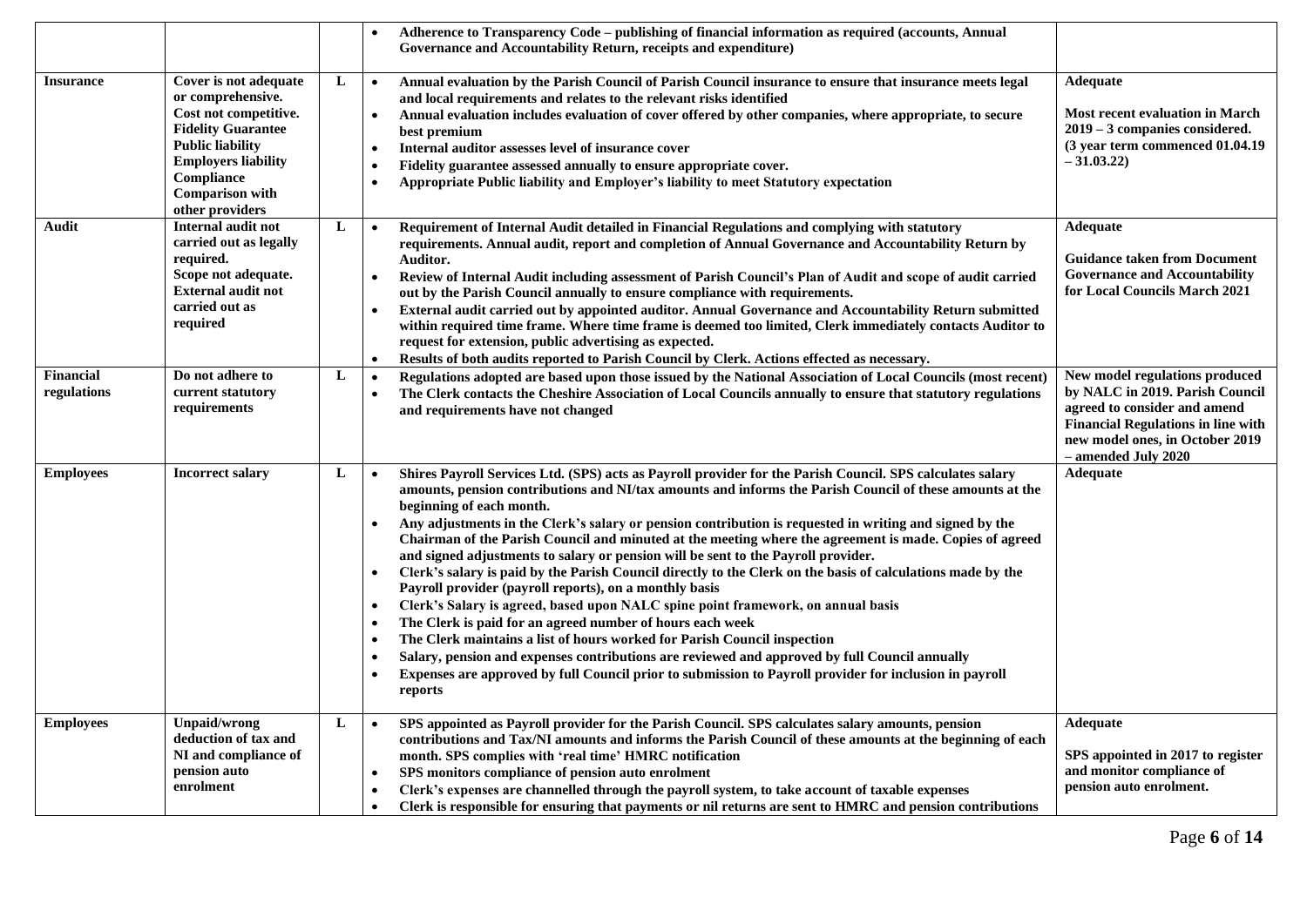| | | | | |
|---|---|---|---|---|
| | | | • Adherence to Transparency Code – publishing of financial information as required (accounts, Annual Governance and Accountability Return, receipts and expenditure) | |
| **Insurance** | **Cover is not adequate or comprehensive. Cost not competitive. Fidelity Guarantee Public liability Employers liability Compliance Comparison with other providers** | **L** | • **Annual evaluation by the Parish Council of Parish Council insurance to ensure that insurance meets legal and local requirements and relates to the relevant risks identified**<br>• **Annual evaluation includes evaluation of cover offered by other companies, where appropriate, to secure best premium**<br>• **Internal auditor assesses level of insurance cover**<br>• **Fidelity guarantee assessed annually to ensure appropriate cover.**<br>• **Appropriate Public liability and Employer's liability to meet Statutory expectation** | **Adequate**<br><br>**Most recent evaluation in March 2019 – 3 companies considered. (3 year term commenced 01.04.19 – 31.03.22)** |
| **Audit** | **Internal audit not carried out as legally required. Scope not adequate. External audit not carried out as required** | **L** | • **Requirement of Internal Audit detailed in Financial Regulations and complying with statutory requirements. Annual audit, report and completion of Annual Governance and Accountability Return by Auditor.**<br>• **Review of Internal Audit including assessment of Parish Council's Plan of Audit and scope of audit carried out by the Parish Council annually to ensure compliance with requirements.**<br>• **External audit carried out by appointed auditor. Annual Governance and Accountability Return submitted within required time frame. Where time frame is deemed too limited, Clerk immediately contacts Auditor to request for extension, public advertising as expected.**<br>• **Results of both audits reported to Parish Council by Clerk. Actions effected as necessary.** | **Adequate**<br><br>**Guidance taken from Document Governance and Accountability for Local Councils March 2021** |
| **Financial regulations** | **Do not adhere to current statutory requirements** | **L** | • **Regulations adopted are based upon those issued by the National Association of Local Councils (most recent)**<br>• **The Clerk contacts the Cheshire Association of Local Councils annually to ensure that statutory regulations and requirements have not changed** | **New model regulations produced by NALC in 2019. Parish Council agreed to consider and amend Financial Regulations in line with new model ones, in October 2019 – amended July 2020** |
| **Employees** | **Incorrect salary** | **L** | • **Shires Payroll Services Ltd. (SPS) acts as Payroll provider for the Parish Council. SPS calculates salary amounts, pension contributions and NI/tax amounts and informs the Parish Council of these amounts at the beginning of each month.**<br>• **Any adjustments in the Clerk's salary or pension contribution is requested in writing and signed by the Chairman of the Parish Council and minuted at the meeting where the agreement is made. Copies of agreed and signed adjustments to salary or pension will be sent to the Payroll provider.**<br>• **Clerk's salary is paid by the Parish Council directly to the Clerk on the basis of calculations made by the Payroll provider (payroll reports), on a monthly basis**<br>• **Clerk's Salary is agreed, based upon NALC spine point framework, on annual basis**<br>• **The Clerk is paid for an agreed number of hours each week**<br>• **The Clerk maintains a list of hours worked for Parish Council inspection**<br>• **Salary, pension and expenses contributions are reviewed and approved by full Council annually**<br>• **Expenses are approved by full Council prior to submission to Payroll provider for inclusion in payroll reports** | **Adequate** |
| **Employees** | **Unpaid/wrong deduction of tax and NI and compliance of pension auto enrolment** | **L** | • **SPS appointed as Payroll provider for the Parish Council. SPS calculates salary amounts, pension contributions and Tax/NI amounts and informs the Parish Council of these amounts at the beginning of each month. SPS complies with 'real time' HMRC notification**<br>• **SPS monitors compliance of pension auto enrolment**<br>• **Clerk's expenses are channelled through the payroll system, to take account of taxable expenses**<br>• **Clerk is responsible for ensuring that payments or nil returns are sent to HMRC and pension contributions** | **Adequate**<br><br>**SPS appointed in 2017 to register and monitor compliance of pension auto enrolment.** |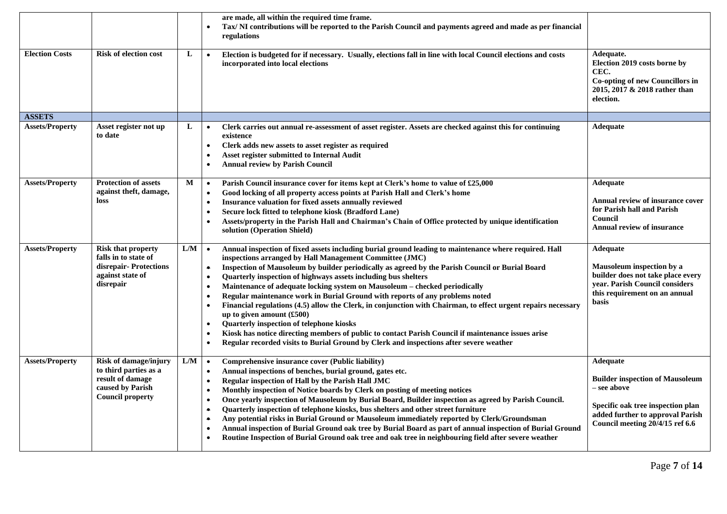| | | | | |
|---|---|---|---|---|
| | | | • are made, all within the required time frame.<br>• Tax/ NI contributions will be reported to the Parish Council and payments agreed and made as per financial regulations | |
| **Election Costs** | **Risk of election cost** | **L** | • Election is budgeted for if necessary. Usually, elections fall in line with local Council elections and costs incorporated into local elections | **Adequate.**<br>**Election 2019 costs borne by CEC.**<br>**Co-opting of new Councillors in 2015, 2017 & 2018 rather than election.** |
| **ASSETS** | | | | |
| **Assets/Property** | **Asset register not up to date** | **L** | • Clerk carries out annual re-assessment of asset register. Assets are checked against this for continuing existence<br>• Clerk adds new assets to asset register as required<br>• Asset register submitted to Internal Audit<br>• Annual review by Parish Council | **Adequate** |
| **Assets/Property** | **Protection of assets against theft, damage, loss** | **M** | • Parish Council insurance cover for items kept at Clerk's home to value of £25,000<br>• Good locking of all property access points at Parish Hall and Clerk's home<br>• Insurance valuation for fixed assets annually reviewed<br>• Secure lock fitted to telephone kiosk (Bradford Lane)<br>• Assets/property in the Parish Hall and Chairman's Chain of Office protected by unique identification solution (Operation Shield) | **Adequate**<br><br>**Annual review of insurance cover for Parish hall and Parish Council**<br>**Annual review of insurance** |
| **Assets/Property** | **Risk that property falls in to state of disrepair- Protections against state of disrepair** | **L/M** | • Annual inspection of fixed assets including burial ground leading to maintenance where required. Hall inspections arranged by Hall Management Committee (JMC)<br>• Inspection of Mausoleum by builder periodically as agreed by the Parish Council or Burial Board<br>• Quarterly inspection of highways assets including bus shelters<br>• Maintenance of adequate locking system on Mausoleum – checked periodically<br>• Regular maintenance work in Burial Ground with reports of any problems noted<br>• Financial regulations (4.5) allow the Clerk, in conjunction with Chairman, to effect urgent repairs necessary up to given amount (£500)<br>• Quarterly inspection of telephone kiosks<br>• Kiosk has notice directing members of public to contact Parish Council if maintenance issues arise<br>• Regular recorded visits to Burial Ground by Clerk and inspections after severe weather | **Adequate**<br><br>**Mausoleum inspection by a builder does not take place every year. Parish Council considers this requirement on an annual basis** |
| **Assets/Property** | **Risk of damage/injury to third parties as a result of damage caused by Parish Council property** | **L/M** | • Comprehensive insurance cover (Public liability)<br>• Annual inspections of benches, burial ground, gates etc.<br>• Regular inspection of Hall by the Parish Hall JMC<br>• Monthly inspection of Notice boards by Clerk on posting of meeting notices<br>• Once yearly inspection of Mausoleum by Burial Board, Builder inspection as agreed by Parish Council.<br>• Quarterly inspection of telephone kiosks, bus shelters and other street furniture<br>• Any potential risks in Burial Ground or Mausoleum immediately reported by Clerk/Groundsman<br>• Annual inspection of Burial Ground oak tree by Burial Board as part of annual inspection of Burial Ground<br>• Routine Inspection of Burial Ground oak tree and oak tree in neighbouring field after severe weather | **Adequate**<br><br>**Builder inspection of Mausoleum – see above**<br><br>**Specific oak tree inspection plan added further to approval Parish Council meeting 20/4/15 ref 6.6** |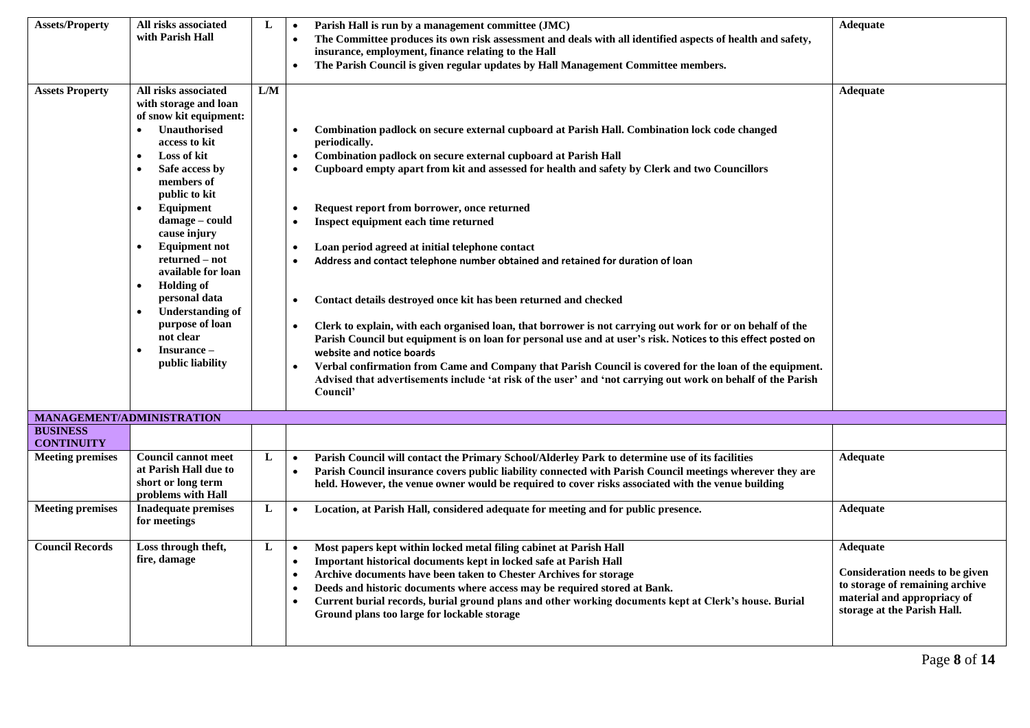| **Assets/Property** | **All risks associated with Parish Hall** | **L** | • **Parish Hall is run by a management committee (JMC)**<br>• **The Committee produces its own risk assessment and deals with all identified aspects of health and safety, insurance, employment, finance relating to the Hall**<br>• **The Parish Council is given regular updates by Hall Management Committee members.** | **Adequate** |
|---|---|---|---|---|
| **Assets Property** | **All risks associated with storage and loan of snow kit equipment:**<br>• **Unauthorised access to kit**<br>• **Loss of kit**<br>• **Safe access by members of public to kit**<br>• **Equipment damage – could cause injury**<br>• **Equipment not returned – not available for loan**<br>• **Holding of personal data**<br>• **Understanding of purpose of loan not clear**<br>• **Insurance – public liability** | **L/M** | • **Combination padlock on secure external cupboard at Parish Hall. Combination lock code changed periodically.**<br>• **Combination padlock on secure external cupboard at Parish Hall**<br>• **Cupboard empty apart from kit and assessed for health and safety by Clerk and two Councillors**<br>• **Request report from borrower, once returned**<br>• **Inspect equipment each time returned**<br>• **Loan period agreed at initial telephone contact**<br>• **Address and contact telephone number obtained and retained for duration of loan**<br>• **Contact details destroyed once kit has been returned and checked**<br>• **Clerk to explain, with each organised loan, that borrower is not carrying out work for or on behalf of the Parish Council but equipment is on loan for personal use and at user's risk. Notices to this effect posted on website and notice boards**<br>• **Verbal confirmation from Came and Company that Parish Council is covered for the loan of the equipment. Advised that advertisements include 'at risk of the user' and 'not carrying out work on behalf of the Parish Council'** | **Adequate** |
| **MANAGEMENT/ADMINISTRATION** | | | | |
| **BUSINESS CONTINUITY** | | | | |
| **Meeting premises** | **Council cannot meet at Parish Hall due to short or long term problems with Hall** | **L** | • **Parish Council will contact the Primary School/Alderley Park to determine use of its facilities**<br>• **Parish Council insurance covers public liability connected with Parish Council meetings wherever they are held. However, the venue owner would be required to cover risks associated with the venue building** | **Adequate** |
| **Meeting premises** | **Inadequate premises for meetings** | **L** | • **Location, at Parish Hall, considered adequate for meeting and for public presence.** | **Adequate** |
| **Council Records** | **Loss through theft, fire, damage** | **L** | • **Most papers kept within locked metal filing cabinet at Parish Hall**<br>• **Important historical documents kept in locked safe at Parish Hall**<br>• **Archive documents have been taken to Chester Archives for storage**<br>• **Deeds and historic documents where access may be required stored at Bank.**<br>• **Current burial records, burial ground plans and other working documents kept at Clerk's house. Burial Ground plans too large for lockable storage** | **Adequate**<br><br>**Consideration needs to be given to storage of remaining archive material and appropriacy of storage at the Parish Hall.** |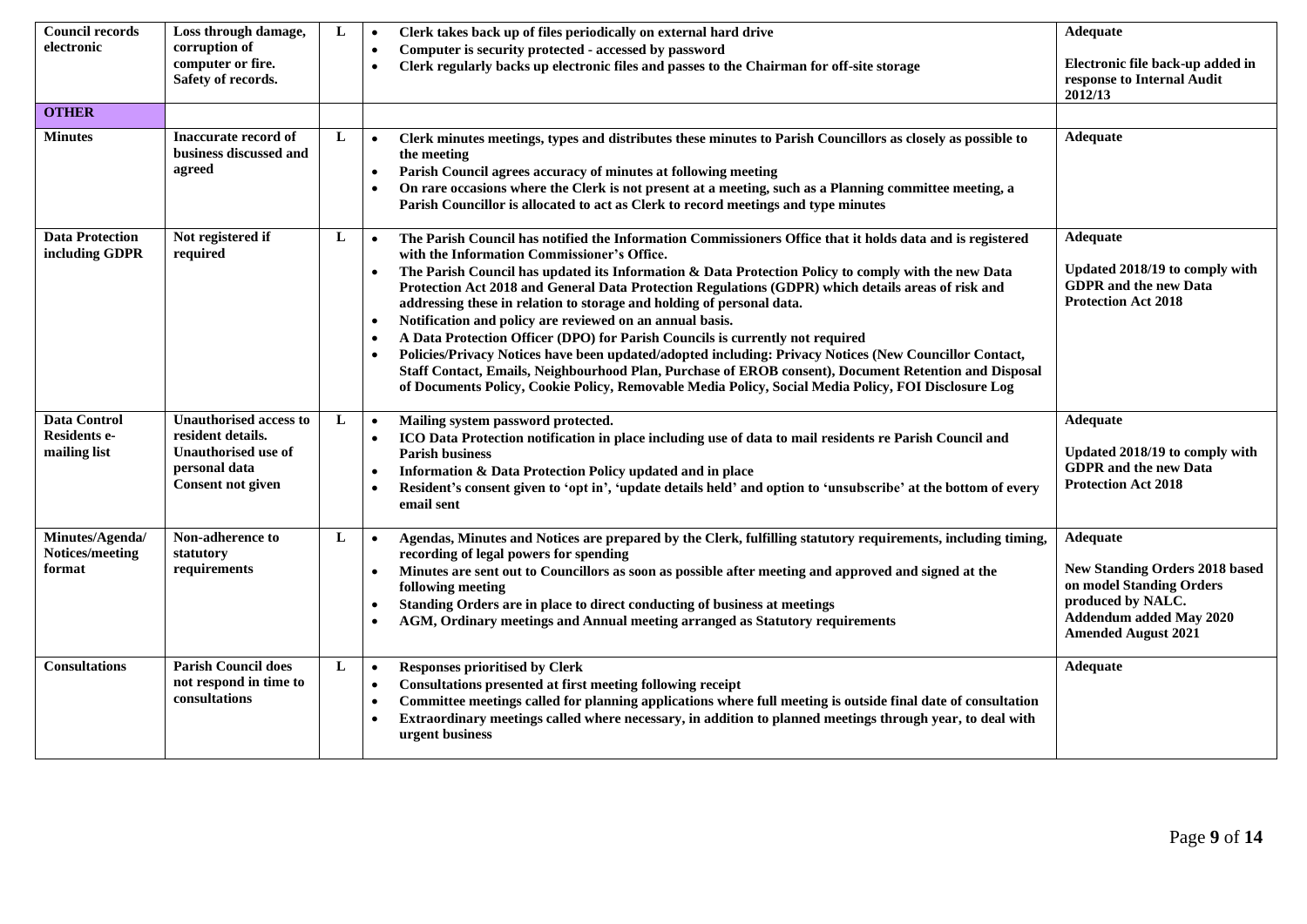| | | | | |
|---|---|---|---|---|
| **Council records electronic** | **Loss through damage, corruption of computer or fire. Safety of records.** | **L** | • **Clerk takes back up of files periodically on external hard drive**<br>• **Computer is security protected - accessed by password**<br>• **Clerk regularly backs up electronic files and passes to the Chairman for off-site storage** | **Adequate**<br><br>**Electronic file back-up added in response to Internal Audit 2012/13** |
| **OTHER** | | | | |
| **Minutes** | **Inaccurate record of business discussed and agreed** | **L** | • **Clerk minutes meetings, types and distributes these minutes to Parish Councillors as closely as possible to the meeting**<br>• **Parish Council agrees accuracy of minutes at following meeting**<br>• **On rare occasions where the Clerk is not present at a meeting, such as a Planning committee meeting, a Parish Councillor is allocated to act as Clerk to record meetings and type minutes** | **Adequate** |
| **Data Protection including GDPR** | **Not registered if required** | **L** | • **The Parish Council has notified the Information Commissioners Office that it holds data and is registered with the Information Commissioner's Office.**<br>• **The Parish Council has updated its Information & Data Protection Policy to comply with the new Data Protection Act 2018 and General Data Protection Regulations (GDPR) which details areas of risk and addressing these in relation to storage and holding of personal data.**<br>• **Notification and policy are reviewed on an annual basis.**<br>• **A Data Protection Officer (DPO) for Parish Councils is currently not required**<br>• **Policies/Privacy Notices have been updated/adopted including: Privacy Notices (New Councillor Contact, Staff Contact, Emails, Neighbourhood Plan, Purchase of EROB consent), Document Retention and Disposal of Documents Policy, Cookie Policy, Removable Media Policy, Social Media Policy, FOI Disclosure Log** | **Adequate**<br><br>**Updated 2018/19 to comply with GDPR and the new Data Protection Act 2018** |
| **Data Control Residents e-mailing list** | **Unauthorised access to resident details. Unauthorised use of personal data Consent not given** | **L** | • **Mailing system password protected.**<br>• **ICO Data Protection notification in place including use of data to mail residents re Parish Council and Parish business**<br>• **Information & Data Protection Policy updated and in place**<br>• **Resident's consent given to 'opt in', 'update details held' and option to 'unsubscribe' at the bottom of every email sent** | **Adequate**<br><br>**Updated 2018/19 to comply with GDPR and the new Data Protection Act 2018** |
| **Minutes/Agenda/ Notices/meeting format** | **Non-adherence to statutory requirements** | **L** | • **Agendas, Minutes and Notices are prepared by the Clerk, fulfilling statutory requirements, including timing, recording of legal powers for spending**<br>• **Minutes are sent out to Councillors as soon as possible after meeting and approved and signed at the following meeting**<br>• **Standing Orders are in place to direct conducting of business at meetings**<br>• **AGM, Ordinary meetings and Annual meeting arranged as Statutory requirements** | **Adequate**<br><br>**New Standing Orders 2018 based on model Standing Orders produced by NALC. Addendum added May 2020 Amended August 2021** |
| **Consultations** | **Parish Council does not respond in time to consultations** | **L** | • **Responses prioritised by Clerk**<br>• **Consultations presented at first meeting following receipt**<br>• **Committee meetings called for planning applications where full meeting is outside final date of consultation**<br>• **Extraordinary meetings called where necessary, in addition to planned meetings through year, to deal with urgent business** | **Adequate** |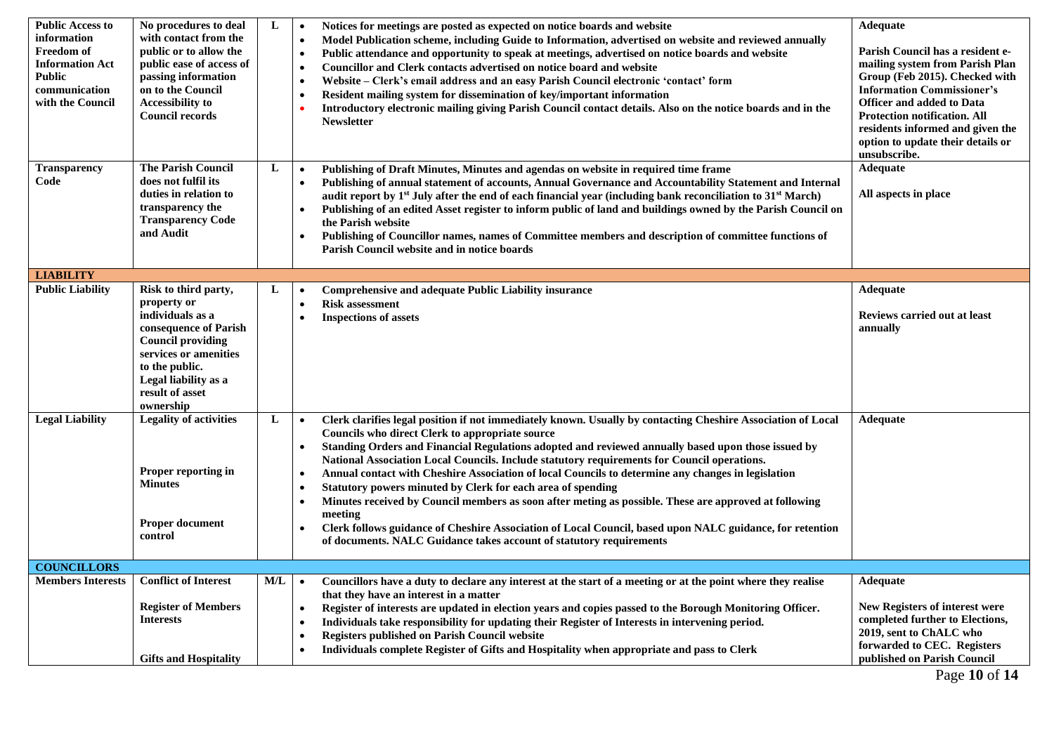| | | | | |
|---|---|---|---|---|
| **Public Access to information Freedom of Information Act Public communication with the Council** | **No procedures to deal with contact from the public or to allow the public ease of access of passing information on to the Council Accessibility to Council records** | **L** | • **Notices for meetings are posted as expected on notice boards and website**<br>• **Model Publication scheme, including Guide to Information, advertised on website and reviewed annually**<br>• **Public attendance and opportunity to speak at meetings, advertised on notice boards and website**<br>• **Councillor and Clerk contacts advertised on notice board and website**<br>• **Website – Clerk's email address and an easy Parish Council electronic 'contact' form**<br>• **Resident mailing system for dissemination of key/important information**<br>• **Introductory electronic mailing giving Parish Council contact details. Also on the notice boards and in the Newsletter** | **Adequate**<br><br>**Parish Council has a resident e-mailing system from Parish Plan Group (Feb 2015). Checked with Information Commissioner's Officer and added to Data Protection notification. All residents informed and given the option to update their details or unsubscribe.** |
| **Transparency Code** | **The Parish Council does not fulfil its duties in relation to transparency the Transparency Code and Audit** | **L** | • **Publishing of Draft Minutes, Minutes and agendas on website in required time frame**<br>• **Publishing of annual statement of accounts, Annual Governance and Accountability Statement and Internal audit report by 1st July after the end of each financial year (including bank reconciliation to 31st March)**<br>• **Publishing of an edited Asset register to inform public of land and buildings owned by the Parish Council on the Parish website**<br>• **Publishing of Councillor names, names of Committee members and description of committee functions of Parish Council website and in notice boards** | **Adequate**<br><br>**All aspects in place** |
| **LIABILITY** | | | | |
| **Public Liability** | **Risk to third party, property or individuals as a consequence of Parish Council providing services or amenities to the public. Legal liability as a result of asset ownership** | **L** | • **Comprehensive and adequate Public Liability insurance**<br>• **Risk assessment**<br>• **Inspections of assets** | **Adequate**<br><br>**Reviews carried out at least annually** |
| **Legal Liability** | **Legality of activities**<br><br>**Proper reporting in Minutes**<br><br>**Proper document control** | **L** | • **Clerk clarifies legal position if not immediately known. Usually by contacting Cheshire Association of Local Councils who direct Clerk to appropriate source**<br>• **Standing Orders and Financial Regulations adopted and reviewed annually based upon those issued by National Association Local Councils. Include statutory requirements for Council operations.**<br>• **Annual contact with Cheshire Association of local Councils to determine any changes in legislation**<br>• **Statutory powers minuted by Clerk for each area of spending**<br>• **Minutes received by Council members as soon after meting as possible. These are approved at following meeting**<br>• **Clerk follows guidance of Cheshire Association of Local Council, based upon NALC guidance, for retention of documents. NALC Guidance takes account of statutory requirements** | **Adequate** |
| **COUNCILLORS** | | | | |
| **Members Interests** | **Conflict of Interest**<br><br>**Register of Members Interests**<br><br>**Gifts and Hospitality** | **M/L** | • **Councillors have a duty to declare any interest at the start of a meeting or at the point where they realise that they have an interest in a matter**<br>• **Register of interests are updated in election years and copies passed to the Borough Monitoring Officer.**<br>• **Individuals take responsibility for updating their Register of Interests in intervening period.**<br>• **Registers published on Parish Council website**<br>• **Individuals complete Register of Gifts and Hospitality when appropriate and pass to Clerk** | **Adequate**<br><br>**New Registers of interest were completed further to Elections, 2019, sent to ChALC who forwarded to CEC. Registers published on Parish Council** |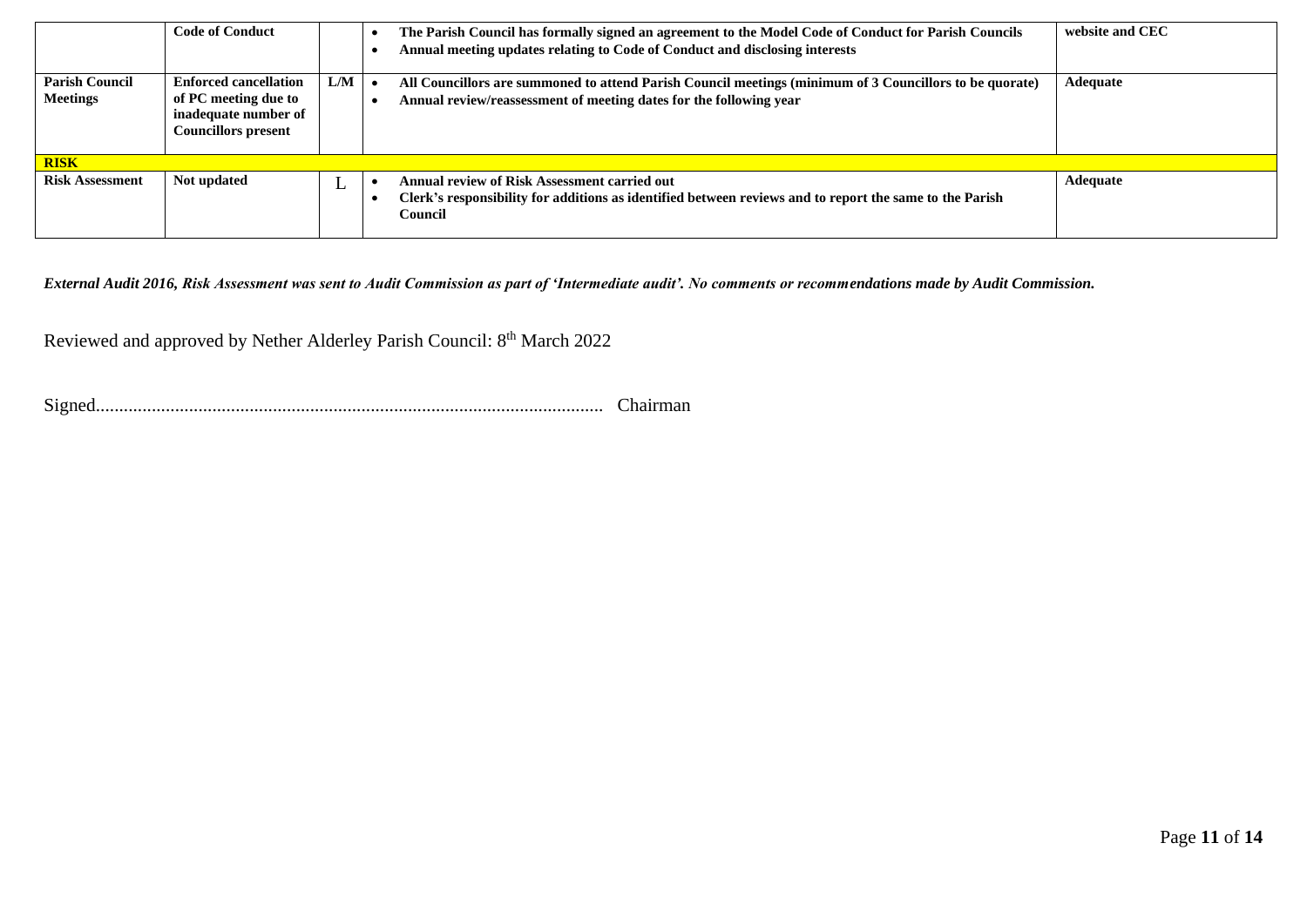|  | **Code of Conduct** |  | • **The Parish Council has formally signed an agreement to the Model Code of Conduct for Parish Councils**<br>• **Annual meeting updates relating to Code of Conduct and disclosing interests** | **website and CEC** |
|---|---|---|---|---|
| **Parish Council Meetings** | **Enforced cancellation of PC meeting due to inadequate number of Councillors present** | **L/M** | • **All Councillors are summoned to attend Parish Council meetings (minimum of 3 Councillors to be quorate)**<br>• **Annual review/reassessment of meeting dates for the following year** | **Adequate** |
| **RISK** |  |  |  |  |
| **Risk Assessment** | **Not updated** | L | • **Annual review of Risk Assessment carried out**<br>• **Clerk's responsibility for additions as identified between reviews and to report the same to the Parish Council** | **Adequate** |

***External Audit 2016, Risk Assessment was sent to Audit Commission as part of 'Intermediate audit'. No comments or recommendations made by Audit Commission.***

Reviewed and approved by Nether Alderley Parish Council: 8th March 2022

Signed............................................................................................................ Chairman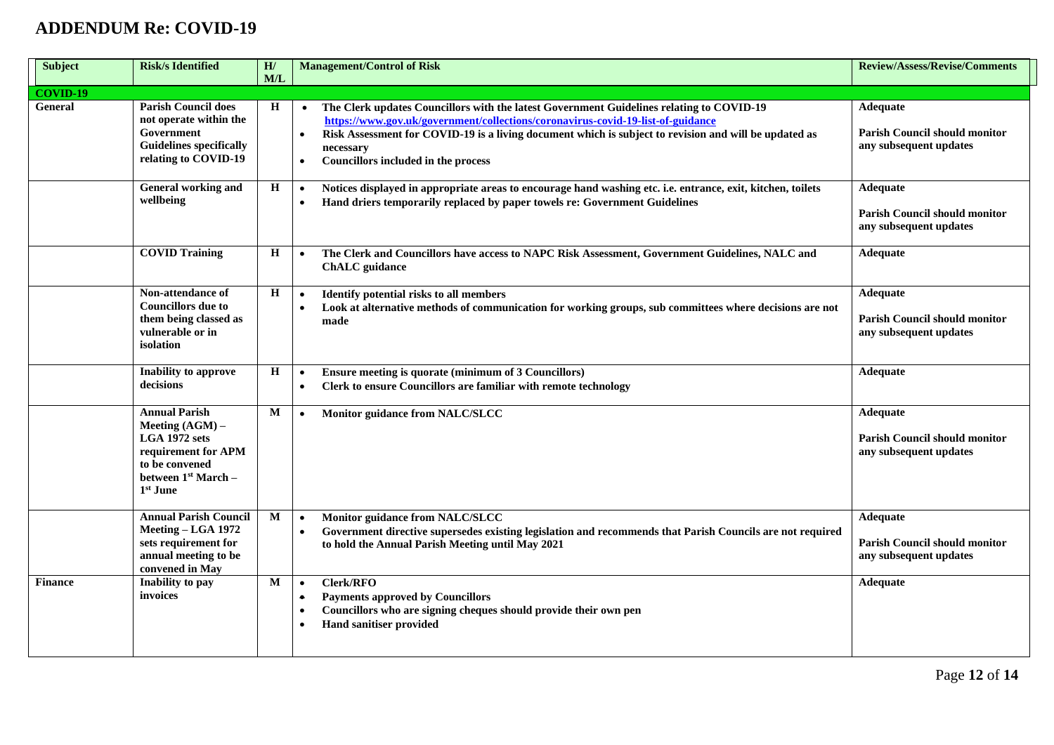# ADDENDUM Re: COVID-19

| Subject | Risk/s Identified | H/ M/L | Management/Control of Risk | Review/Assess/Revise/Comments |
|---|---|---|---|---|
| **COVID-19** | | | | |
| **General** | **Parish Council does not operate within the Government Guidelines specifically relating to COVID-19** | **H** | • **The Clerk updates Councillors with the latest Government Guidelines relating to COVID-19** **https://www.gov.uk/government/collections/coronavirus-covid-19-list-of-guidance**<br>• **Risk Assessment for COVID-19 is a living document which is subject to revision and will be updated as necessary**<br>• **Councillors included in the process** | **Adequate**<br>**Parish Council should monitor any subsequent updates** |
| | **General working and wellbeing** | **H** | • **Notices displayed in appropriate areas to encourage hand washing etc. i.e. entrance, exit, kitchen, toilets**<br>• **Hand driers temporarily replaced by paper towels re: Government Guidelines** | **Adequate**<br>**Parish Council should monitor any subsequent updates** |
| | **COVID Training** | **H** | • **The Clerk and Councillors have access to NAPC Risk Assessment, Government Guidelines, NALC and ChALC guidance** | **Adequate** |
| | **Non-attendance of Councillors due to them being classed as vulnerable or in isolation** | **H** | • **Identify potential risks to all members**<br>• **Look at alternative methods of communication for working groups, sub committees where decisions are not made** | **Adequate**<br>**Parish Council should monitor any subsequent updates** |
| | **Inability to approve decisions** | **H** | • **Ensure meeting is quorate (minimum of 3 Councillors)**<br>• **Clerk to ensure Councillors are familiar with remote technology** | **Adequate** |
| | **Annual Parish Meeting (AGM) – LGA 1972 sets requirement for APM to be convened between 1st March – 1st June** | **M** | • **Monitor guidance from NALC/SLCC** | **Adequate**<br>**Parish Council should monitor any subsequent updates** |
| | **Annual Parish Council Meeting – LGA 1972 sets requirement for annual meeting to be convened in May** | **M** | • **Monitor guidance from NALC/SLCC**<br>• **Government directive supersedes existing legislation and recommends that Parish Councils are not required to hold the Annual Parish Meeting until May 2021** | **Adequate**<br>**Parish Council should monitor any subsequent updates** |
| **Finance** | **Inability to pay invoices** | **M** | • **Clerk/RFO**<br>• **Payments approved by Councillors**<br>• **Councillors who are signing cheques should provide their own pen**<br>• **Hand sanitiser provided** | **Adequate** |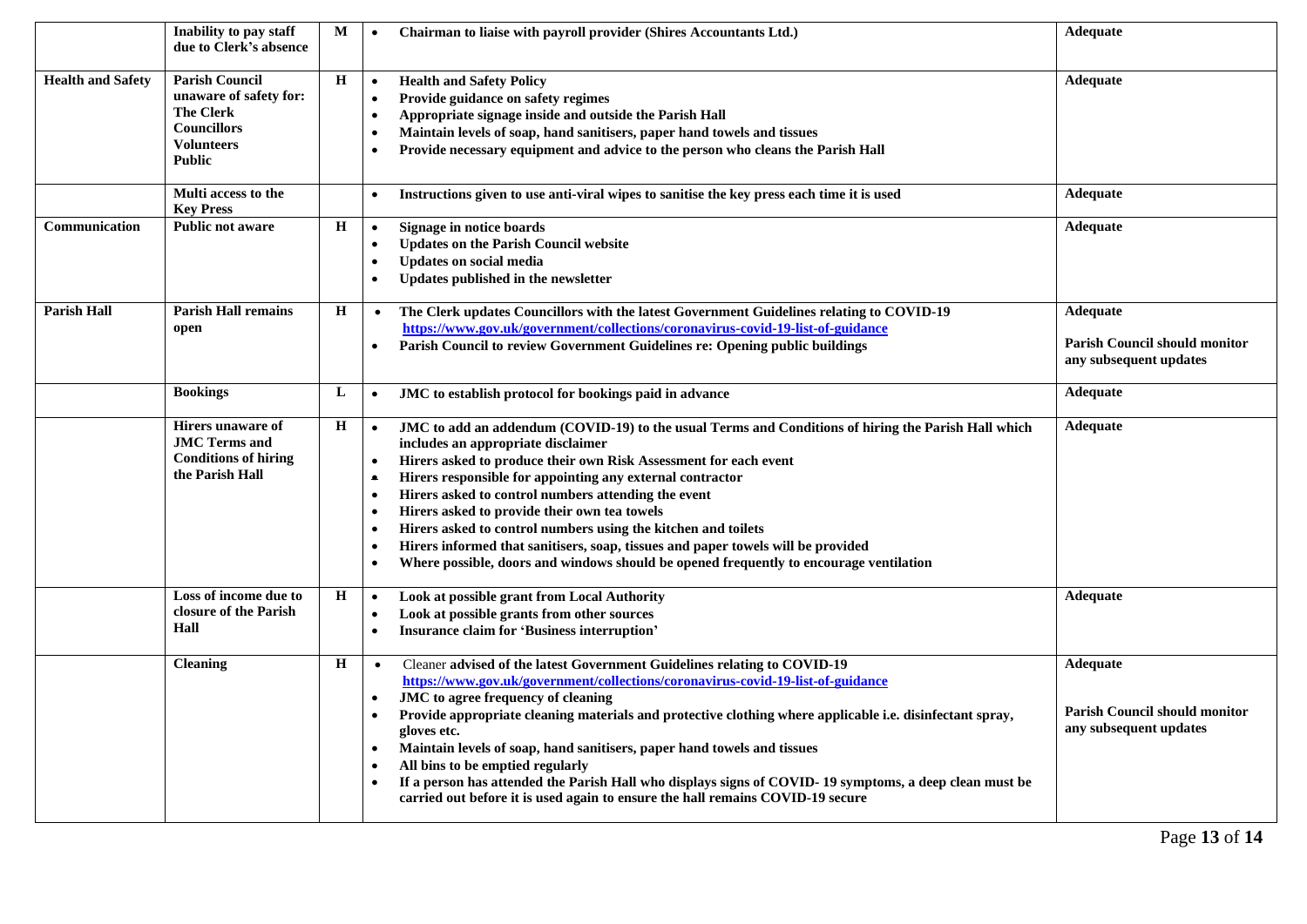| | | | | |
|---|---|---|---|---|
| | **Inability to pay staff due to Clerk's absence** | **M** | • **Chairman to liaise with payroll provider (Shires Accountants Ltd.)** | **Adequate** |
| **Health and Safety** | **Parish Council unaware of safety for: The Clerk Councillors Volunteers Public** | **H** | • **Health and Safety Policy**<br>• **Provide guidance on safety regimes**<br>• **Appropriate signage inside and outside the Parish Hall**<br>• **Maintain levels of soap, hand sanitisers, paper hand towels and tissues**<br>• **Provide necessary equipment and advice to the person who cleans the Parish Hall** | **Adequate** |
| | **Multi access to the Key Press** | | • **Instructions given to use anti-viral wipes to sanitise the key press each time it is used** | **Adequate** |
| **Communication** | **Public not aware** | **H** | • **Signage in notice boards**<br>• **Updates on the Parish Council website**<br>• **Updates on social media**<br>• **Updates published in the newsletter** | **Adequate** |
| **Parish Hall** | **Parish Hall remains open** | **H** | • **The Clerk updates Councillors with the latest Government Guidelines relating to COVID-19** **https://www.gov.uk/government/collections/coronavirus-covid-19-list-of-guidance**<br>• **Parish Council to review Government Guidelines re: Opening public buildings** | **Adequate**<br><br>**Parish Council should monitor any subsequent updates** |
| | **Bookings** | **L** | • **JMC to establish protocol for bookings paid in advance** | **Adequate** |
| | **Hirers unaware of JMC Terms and Conditions of hiring the Parish Hall** | **H** | • **JMC to add an addendum (COVID-19) to the usual Terms and Conditions of hiring the Parish Hall which includes an appropriate disclaimer**<br>• **Hirers asked to produce their own Risk Assessment for each event**<br>• **Hirers responsible for appointing any external contractor**<br>• **Hirers asked to control numbers attending the event**<br>• **Hirers asked to provide their own tea towels**<br>• **Hirers asked to control numbers using the kitchen and toilets**<br>• **Hirers informed that sanitisers, soap, tissues and paper towels will be provided**<br>• **Where possible, doors and windows should be opened frequently to encourage ventilation** | **Adequate** |
| | **Loss of income due to closure of the Parish Hall** | **H** | • **Look at possible grant from Local Authority**<br>• **Look at possible grants from other sources**<br>• **Insurance claim for 'Business interruption'** | **Adequate** |
| | **Cleaning** | **H** | • Cleaner **advised of the latest Government Guidelines relating to COVID-19** **https://www.gov.uk/government/collections/coronavirus-covid-19-list-of-guidance**<br>• **JMC to agree frequency of cleaning**<br>• **Provide appropriate cleaning materials and protective clothing where applicable i.e. disinfectant spray, gloves etc.**<br>• **Maintain levels of soap, hand sanitisers, paper hand towels and tissues**<br>• **All bins to be emptied regularly**<br>• **If a person has attended the Parish Hall who displays signs of COVID- 19 symptoms, a deep clean must be carried out before it is used again to ensure the hall remains COVID-19 secure** | **Adequate**<br><br>**Parish Council should monitor any subsequent updates** |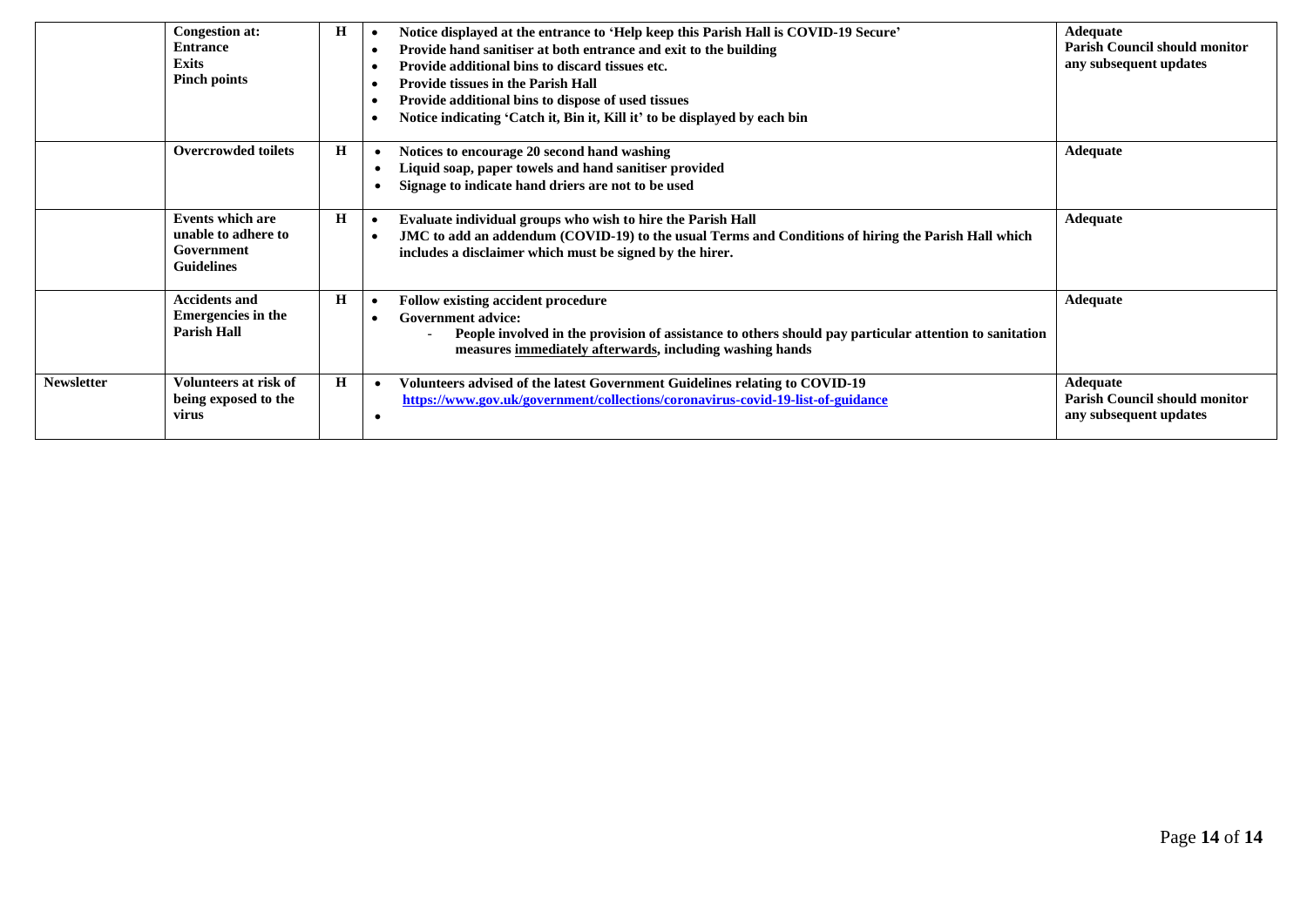| | | | | |
|---|---|---|---|---|
| | **Congestion at: Entrance Exits Pinch points** | **H** | • **Notice displayed at the entrance to 'Help keep this Parish Hall is COVID-19 Secure'**<br>• **Provide hand sanitiser at both entrance and exit to the building**<br>• **Provide additional bins to discard tissues etc.**<br>• **Provide tissues in the Parish Hall**<br>• **Provide additional bins to dispose of used tissues**<br>• **Notice indicating 'Catch it, Bin it, Kill it' to be displayed by each bin** | **Adequate**<br>**Parish Council should monitor any subsequent updates** |
| | **Overcrowded toilets** | **H** | • **Notices to encourage 20 second hand washing**<br>• **Liquid soap, paper towels and hand sanitiser provided**<br>• **Signage to indicate hand driers are not to be used** | **Adequate** |
| | **Events which are unable to adhere to Government Guidelines** | **H** | • **Evaluate individual groups who wish to hire the Parish Hall**<br>• **JMC to add an addendum (COVID-19) to the usual Terms and Conditions of hiring the Parish Hall which includes a disclaimer which must be signed by the hirer.** | **Adequate** |
| | **Accidents and Emergencies in the Parish Hall** | **H** | • **Follow existing accident procedure**<br>• **Government advice:**<br>- **People involved in the provision of assistance to others should pay particular attention to sanitation measures <u>immediately afterwards</u>, including washing hands** | **Adequate** |
| **Newsletter** | **Volunteers at risk of being exposed to the virus** | **H** | • **Volunteers advised of the latest Government Guidelines relating to COVID-19**<br>**https://www.gov.uk/government/collections/coronavirus-covid-19-list-of-guidance**<br>• | **Adequate**<br>**Parish Council should monitor any subsequent updates** |